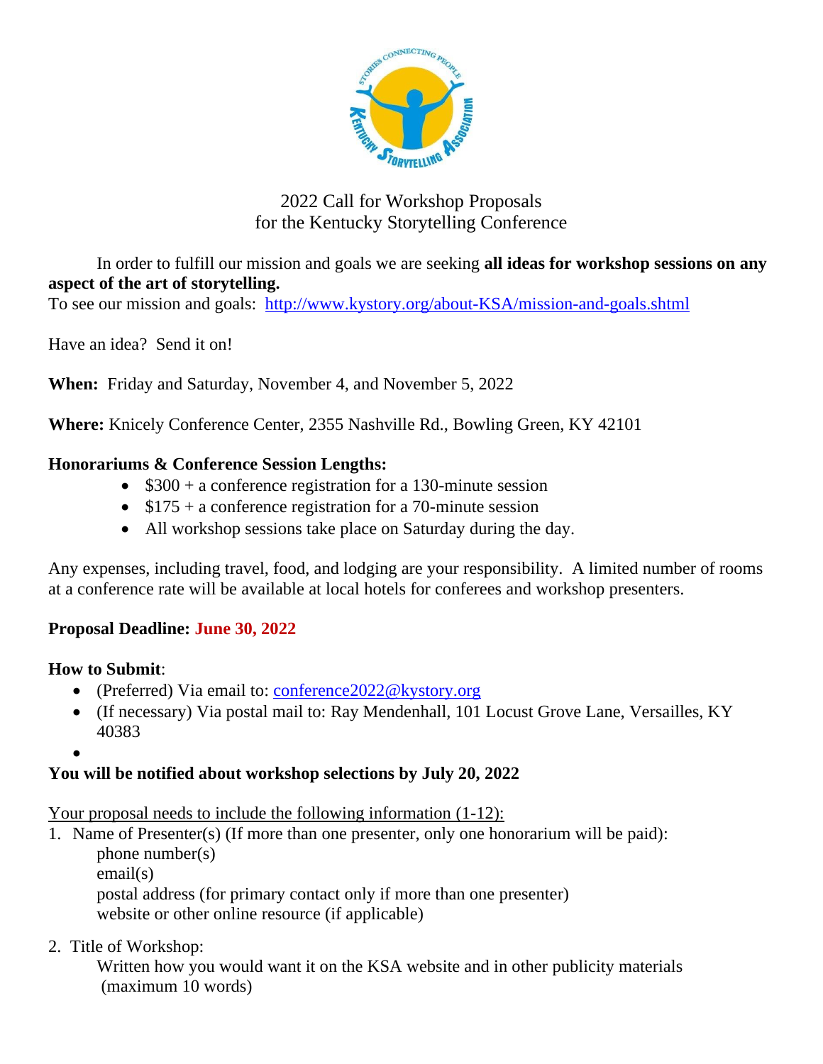# 2022 Call for Workshop Proposals
# for the Kentucky Storytelling Conference

In order to fulfill our mission and goals we are seeking **all ideas for workshop sessions on any aspect of the art of storytelling.**
To see our mission and goals: http://www.kystory.org/about-KSA/mission-and-goals.shtml

Have an idea? Send it on!

**When:** Friday and Saturday, November 4, and November 5, 2022

**Where:** Knicely Conference Center, 2355 Nashville Rd., Bowling Green, KY 42101

**Honorariums & Conference Session Lengths:**

- $300 + a conference registration for a 130-minute session
- $175 + a conference registration for a 70-minute session
- All workshop sessions take place on Saturday during the day.

Any expenses, including travel, food, and lodging are your responsibility. A limited number of rooms at a conference rate will be available at local hotels for conferees and workshop presenters.

**Proposal Deadline: June 30, 2022**

**How to Submit**:

- (Preferred) Via email to: conference2022@kystory.org
- (If necessary) Via postal mail to: Ray Mendenhall, 101 Locust Grove Lane, Versailles, KY 40383

**You will be notified about workshop selections by July 20, 2022**

Your proposal needs to include the following information (1-12):

1. Name of Presenter(s) (If more than one presenter, only one honorarium will be paid):
   phone number(s)
   email(s)
   postal address (for primary contact only if more than one presenter)
   website or other online resource (if applicable)

2. Title of Workshop:
   Written how you would want it on the KSA website and in other publicity materials
   (maximum 10 words)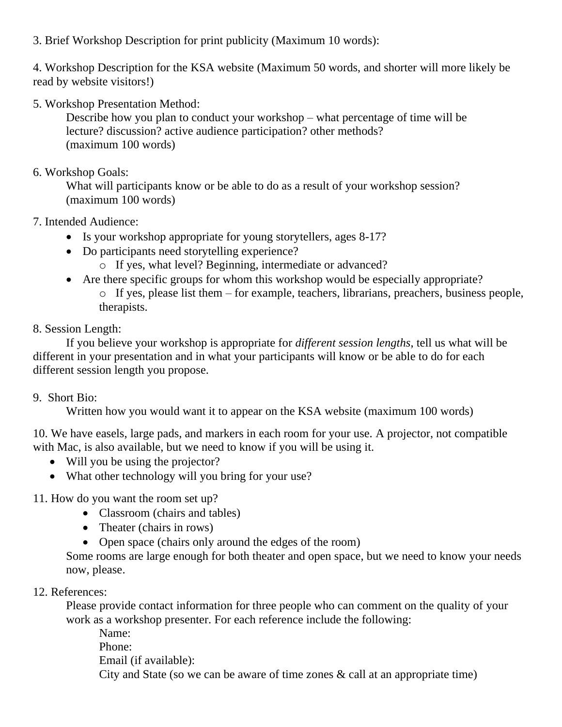3. Brief Workshop Description for print publicity (Maximum 10 words):

4. Workshop Description for the KSA website (Maximum 50 words, and shorter will more likely be read by website visitors!)

5. Workshop Presentation Method:

   Describe how you plan to conduct your workshop – what percentage of time will be lecture? discussion? active audience participation? other methods? (maximum 100 words)

6. Workshop Goals:

   What will participants know or be able to do as a result of your workshop session? (maximum 100 words)

7. Intended Audience:

   - Is your workshop appropriate for young storytellers, ages 8-17?
   - Do participants need storytelling experience?
     - If yes, what level? Beginning, intermediate or advanced?
   - Are there specific groups for whom this workshop would be especially appropriate?
     - If yes, please list them – for example, teachers, librarians, preachers, business people, therapists.

8. Session Length:

   If you believe your workshop is appropriate for *different session lengths*, tell us what will be different in your presentation and in what your participants will know or be able to do for each different session length you propose.

9. Short Bio:

   Written how you would want it to appear on the KSA website (maximum 100 words)

10. We have easels, large pads, and markers in each room for your use. A projector, not compatible with Mac, is also available, but we need to know if you will be using it.

   - Will you be using the projector?
   - What other technology will you bring for your use?

11. How do you want the room set up?

   - Classroom (chairs and tables)
   - Theater (chairs in rows)
   - Open space (chairs only around the edges of the room)

   Some rooms are large enough for both theater and open space, but we need to know your needs now, please.

12. References:

   Please provide contact information for three people who can comment on the quality of your work as a workshop presenter. For each reference include the following:

   Name:
   Phone:
   Email (if available):
   City and State (so we can be aware of time zones & call at an appropriate time)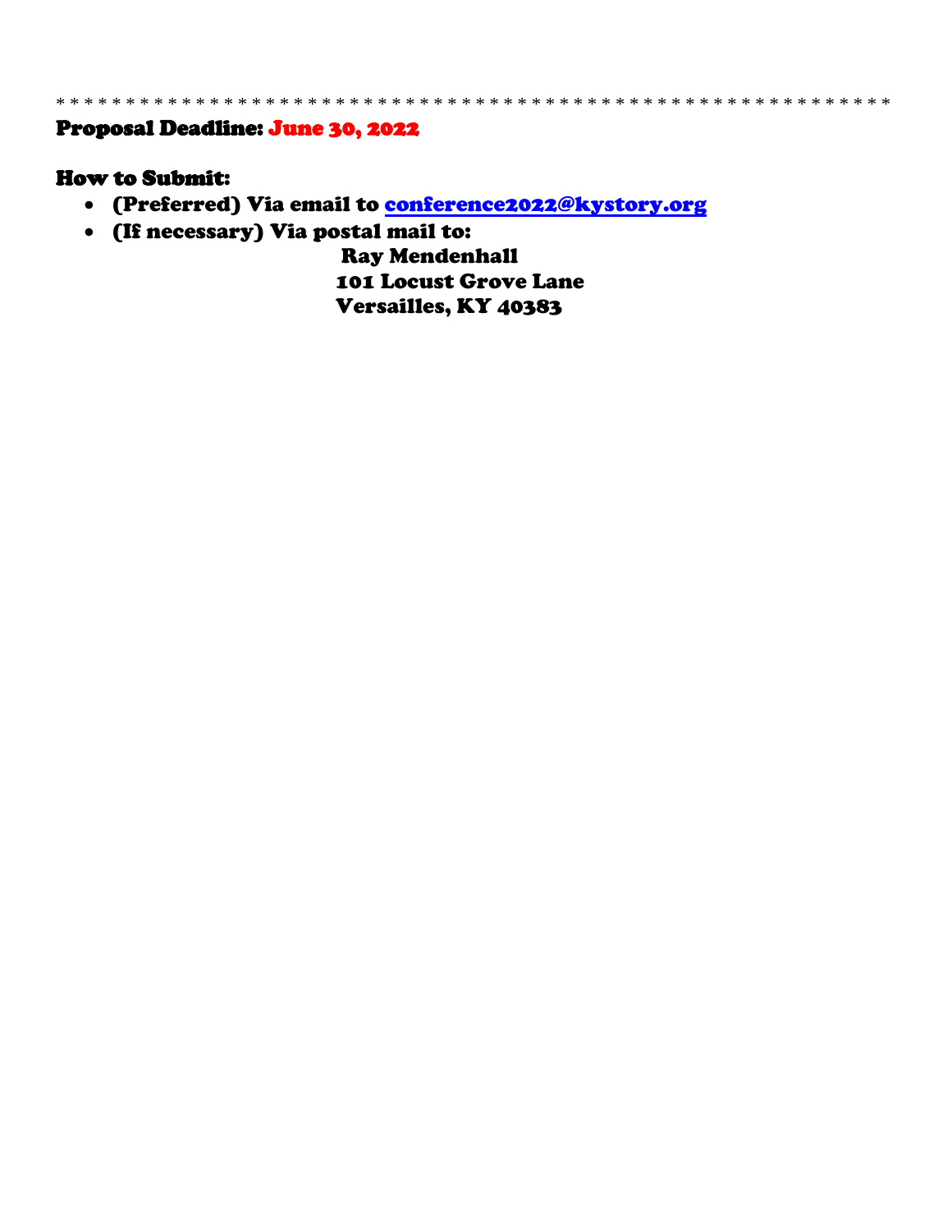* * * * * * * * * * * * * * * * * * * * * * * * * * * * * * * * * * * * * * * * * * * * * * * * * * * * * * * * * * * * *

**Proposal Deadline: June 30, 2022**

**How to Submit:**

- **(Preferred) Via email to [conference2022@kystory.org](mailto:conference2022@kystory.org)**
- **(If necessary) Via postal mail to:**

  **Ray Mendenhall**
  **101 Locust Grove Lane**
  **Versailles, KY 40383**